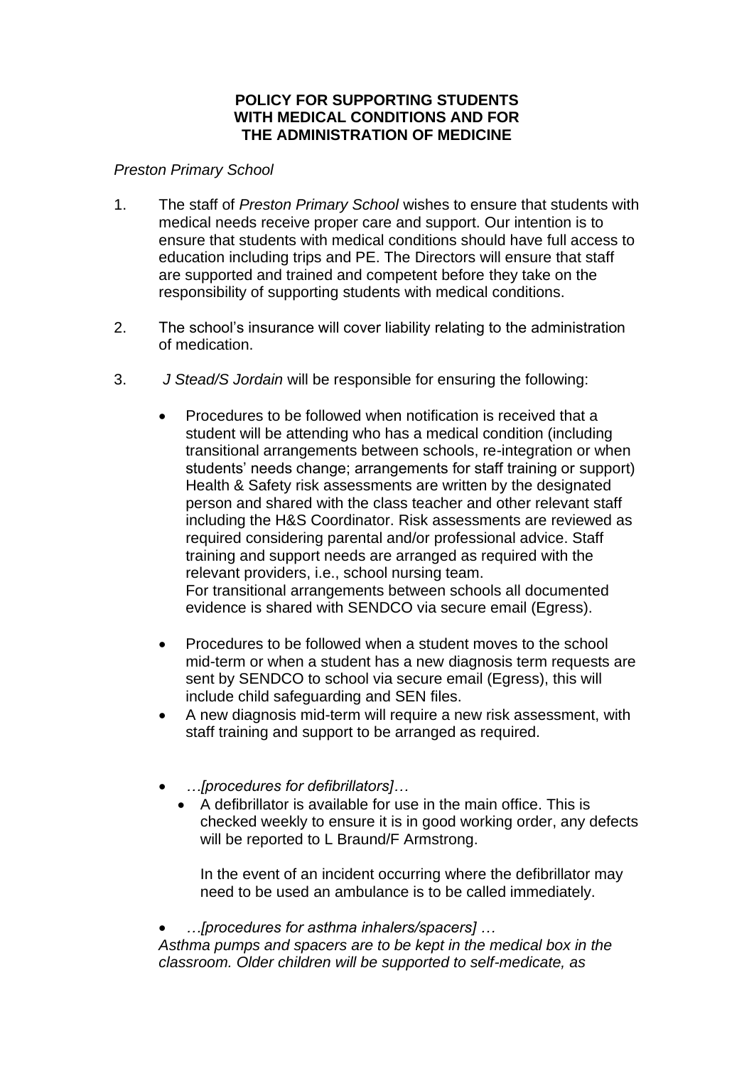# POLICY FOR SUPPORTING STUDENTS WITH MEDICAL CONDITIONS AND FOR THE ADMINISTRATION OF MEDICINE

*Preston Primary School*

1. The staff of *Preston Primary School* wishes to ensure that students with medical needs receive proper care and support. Our intention is to ensure that students with medical conditions should have full access to education including trips and PE. The Directors will ensure that staff are supported and trained and competent before they take on the responsibility of supporting students with medical conditions.

2. The school's insurance will cover liability relating to the administration of medication.

3. *J Stead/S Jordain* will be responsible for ensuring the following:

   - Procedures to be followed when notification is received that a student will be attending who has a medical condition (including transitional arrangements between schools, re-integration or when students' needs change; arrangements for staff training or support) Health & Safety risk assessments are written by the designated person and shared with the class teacher and other relevant staff including the H&S Coordinator. Risk assessments are reviewed as required considering parental and/or professional advice. Staff training and support needs are arranged as required with the relevant providers, i.e., school nursing team.
     For transitional arrangements between schools all documented evidence is shared with SENDCO via secure email (Egress).

   - Procedures to be followed when a student moves to the school mid-term or when a student has a new diagnosis term requests are sent by SENDCO to school via secure email (Egress), this will include child safeguarding and SEN files.
   - A new diagnosis mid-term will require a new risk assessment, with staff training and support to be arranged as required.

   - *…[procedures for defibrillators]…*
     - A defibrillator is available for use in the main office. This is checked weekly to ensure it is in good working order, any defects will be reported to L Braund/F Armstrong.

       In the event of an incident occurring where the defibrillator may need to be used an ambulance is to be called immediately.

   - *…[procedures for asthma inhalers/spacers] …*

   *Asthma pumps and spacers are to be kept in the medical box in the classroom. Older children will be supported to self-medicate, as*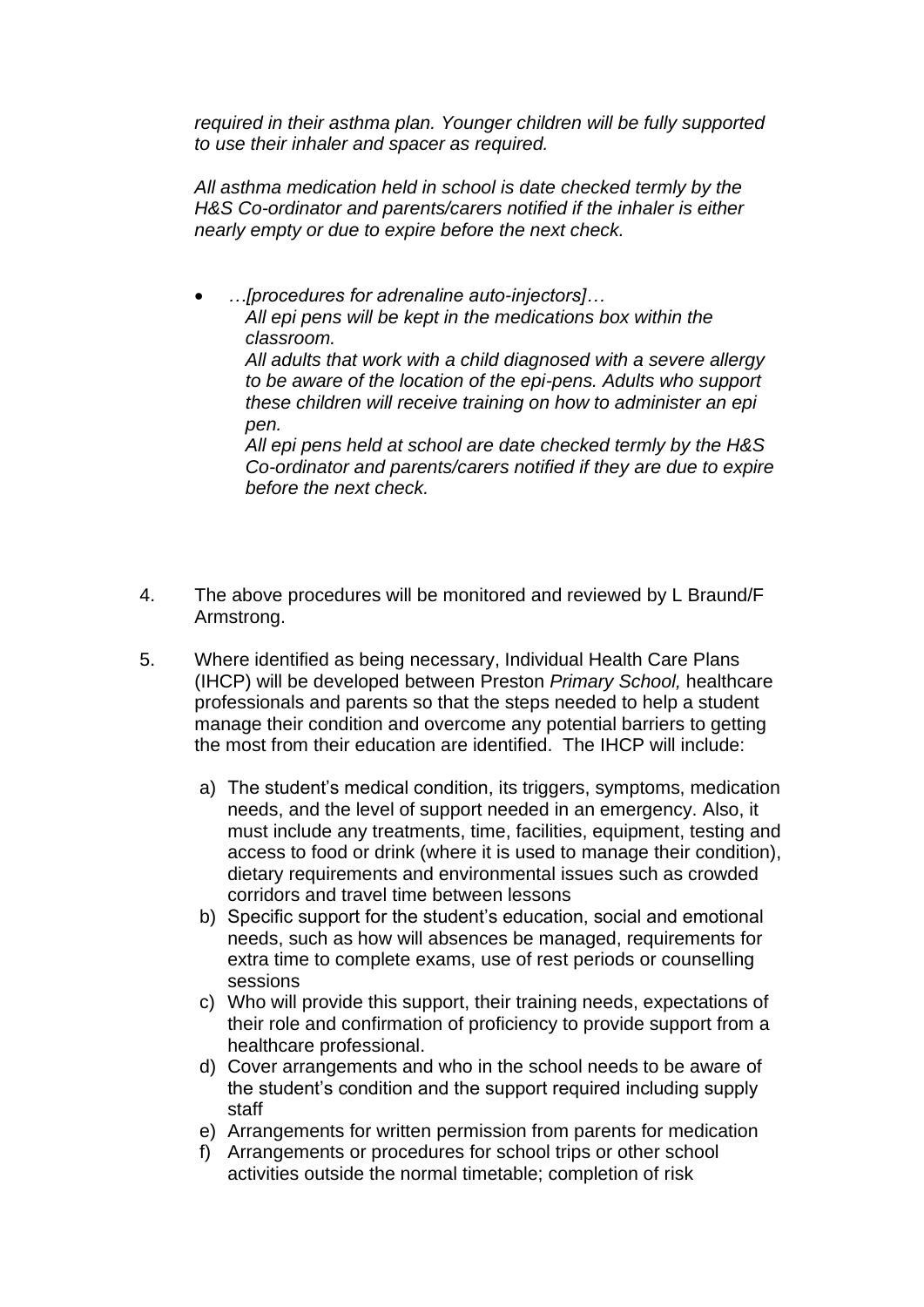*required in their asthma plan. Younger children will be fully supported to use their inhaler and spacer as required.*

*All asthma medication held in school is date checked termly by the H&S Co-ordinator and parents/carers notified if the inhaler is either nearly empty or due to expire before the next check.*

- *…[procedures for adrenaline auto-injectors]…*
  *All epi pens will be kept in the medications box within the classroom.*
  *All adults that work with a child diagnosed with a severe allergy to be aware of the location of the epi-pens. Adults who support these children will receive training on how to administer an epi pen.*
  *All epi pens held at school are date checked termly by the H&S Co-ordinator and parents/carers notified if they are due to expire before the next check.*

4. The above procedures will be monitored and reviewed by L Braund/F Armstrong.

5. Where identified as being necessary, Individual Health Care Plans (IHCP) will be developed between Preston *Primary School,* healthcare professionals and parents so that the steps needed to help a student manage their condition and overcome any potential barriers to getting the most from their education are identified. The IHCP will include:

   a) The student's medical condition, its triggers, symptoms, medication needs, and the level of support needed in an emergency. Also, it must include any treatments, time, facilities, equipment, testing and access to food or drink (where it is used to manage their condition), dietary requirements and environmental issues such as crowded corridors and travel time between lessons
   b) Specific support for the student's education, social and emotional needs, such as how will absences be managed, requirements for extra time to complete exams, use of rest periods or counselling sessions
   c) Who will provide this support, their training needs, expectations of their role and confirmation of proficiency to provide support from a healthcare professional.
   d) Cover arrangements and who in the school needs to be aware of the student's condition and the support required including supply staff
   e) Arrangements for written permission from parents for medication
   f) Arrangements or procedures for school trips or other school activities outside the normal timetable; completion of risk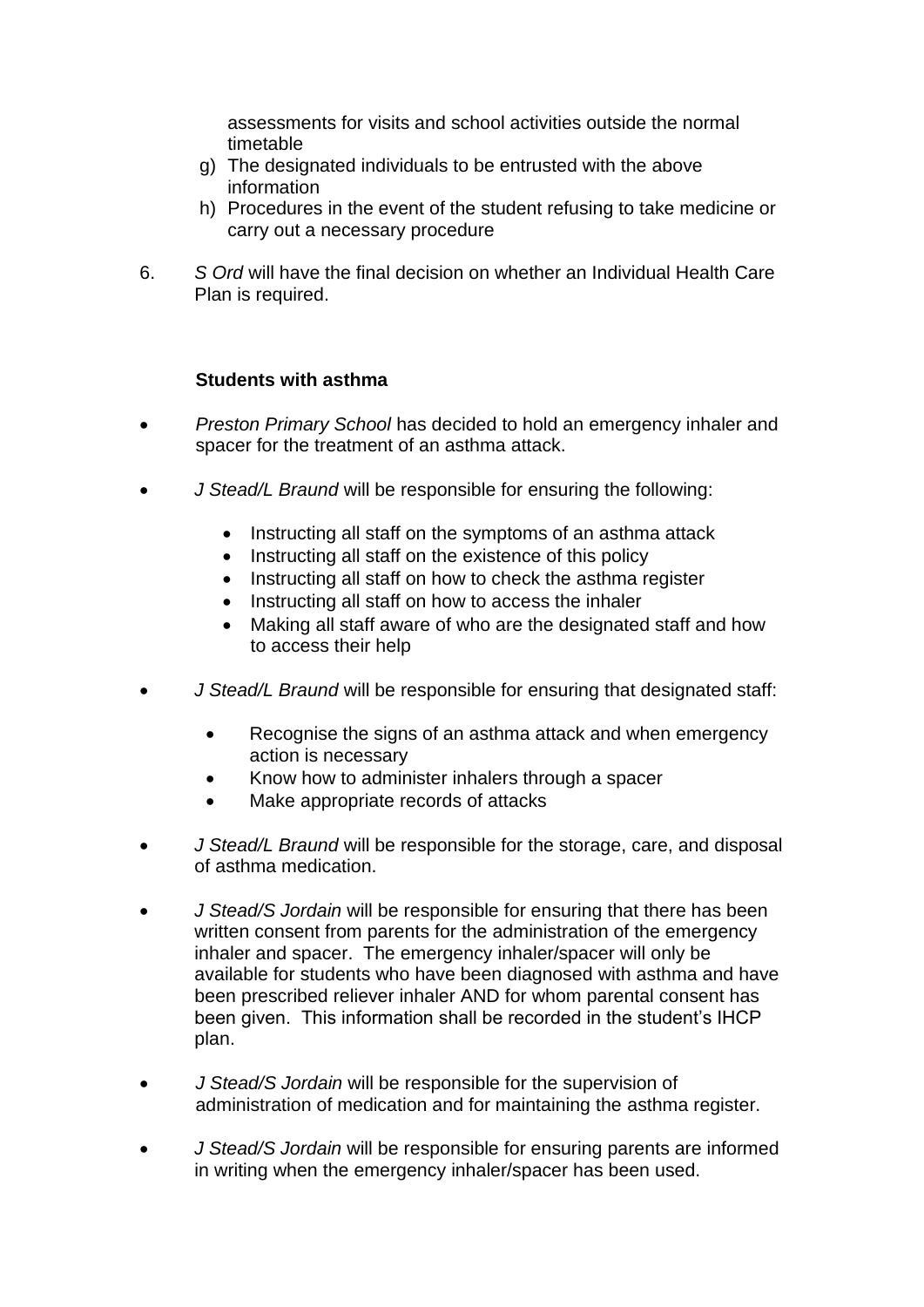assessments for visits and school activities outside the normal timetable

g) The designated individuals to be entrusted with the above information
h) Procedures in the event of the student refusing to take medicine or carry out a necessary procedure

6. *S Ord* will have the final decision on whether an Individual Health Care Plan is required.

**Students with asthma**

- *Preston Primary School* has decided to hold an emergency inhaler and spacer for the treatment of an asthma attack.

- *J Stead/L Braund* will be responsible for ensuring the following:

  - Instructing all staff on the symptoms of an asthma attack
  - Instructing all staff on the existence of this policy
  - Instructing all staff on how to check the asthma register
  - Instructing all staff on how to access the inhaler
  - Making all staff aware of who are the designated staff and how to access their help

- *J Stead/L Braund* will be responsible for ensuring that designated staff:

  - Recognise the signs of an asthma attack and when emergency action is necessary
  - Know how to administer inhalers through a spacer
  - Make appropriate records of attacks

- *J Stead/L Braund* will be responsible for the storage, care, and disposal of asthma medication.

- *J Stead/S Jordain* will be responsible for ensuring that there has been written consent from parents for the administration of the emergency inhaler and spacer. The emergency inhaler/spacer will only be available for students who have been diagnosed with asthma and have been prescribed reliever inhaler AND for whom parental consent has been given. This information shall be recorded in the student's IHCP plan.

- *J Stead/S Jordain* will be responsible for the supervision of administration of medication and for maintaining the asthma register.

- *J Stead/S Jordain* will be responsible for ensuring parents are informed in writing when the emergency inhaler/spacer has been used.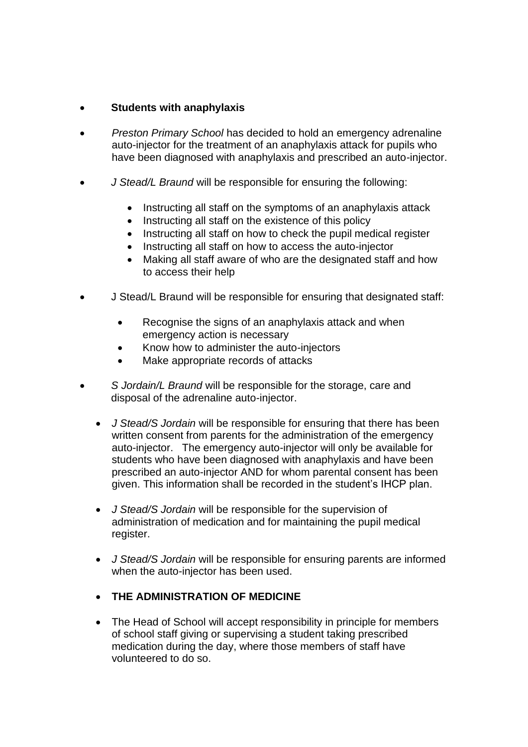- **Students with anaphylaxis**

- *Preston Primary School* has decided to hold an emergency adrenaline auto-injector for the treatment of an anaphylaxis attack for pupils who have been diagnosed with anaphylaxis and prescribed an auto-injector.

- *J Stead/L Braund* will be responsible for ensuring the following:

  - Instructing all staff on the symptoms of an anaphylaxis attack
  - Instructing all staff on the existence of this policy
  - Instructing all staff on how to check the pupil medical register
  - Instructing all staff on how to access the auto-injector
  - Making all staff aware of who are the designated staff and how to access their help

- J Stead/L Braund will be responsible for ensuring that designated staff:

  - Recognise the signs of an anaphylaxis attack and when emergency action is necessary
  - Know how to administer the auto-injectors
  - Make appropriate records of attacks

- *S Jordain/L Braund* will be responsible for the storage, care and disposal of the adrenaline auto-injector.

- *J Stead/S Jordain* will be responsible for ensuring that there has been written consent from parents for the administration of the emergency auto-injector. The emergency auto-injector will only be available for students who have been diagnosed with anaphylaxis and have been prescribed an auto-injector AND for whom parental consent has been given. This information shall be recorded in the student's IHCP plan.

- *J Stead/S Jordain* will be responsible for the supervision of administration of medication and for maintaining the pupil medical register.

- *J Stead/S Jordain* will be responsible for ensuring parents are informed when the auto-injector has been used.

- **THE ADMINISTRATION OF MEDICINE**

- The Head of School will accept responsibility in principle for members of school staff giving or supervising a student taking prescribed medication during the day, where those members of staff have volunteered to do so.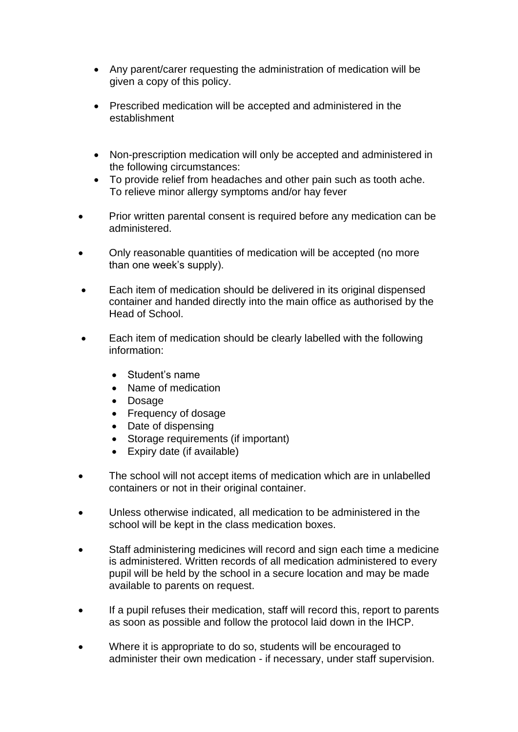- Any parent/carer requesting the administration of medication will be given a copy of this policy.

- Prescribed medication will be accepted and administered in the establishment

- Non-prescription medication will only be accepted and administered in the following circumstances:
- To provide relief from headaches and other pain such as tooth ache. To relieve minor allergy symptoms and/or hay fever

- Prior written parental consent is required before any medication can be administered.

- Only reasonable quantities of medication will be accepted (no more than one week's supply).

- Each item of medication should be delivered in its original dispensed container and handed directly into the main office as authorised by the Head of School.

- Each item of medication should be clearly labelled with the following information:

  - Student's name
  - Name of medication
  - Dosage
  - Frequency of dosage
  - Date of dispensing
  - Storage requirements (if important)
  - Expiry date (if available)

- The school will not accept items of medication which are in unlabelled containers or not in their original container.

- Unless otherwise indicated, all medication to be administered in the school will be kept in the class medication boxes.

- Staff administering medicines will record and sign each time a medicine is administered. Written records of all medication administered to every pupil will be held by the school in a secure location and may be made available to parents on request.

- If a pupil refuses their medication, staff will record this, report to parents as soon as possible and follow the protocol laid down in the IHCP.

- Where it is appropriate to do so, students will be encouraged to administer their own medication - if necessary, under staff supervision.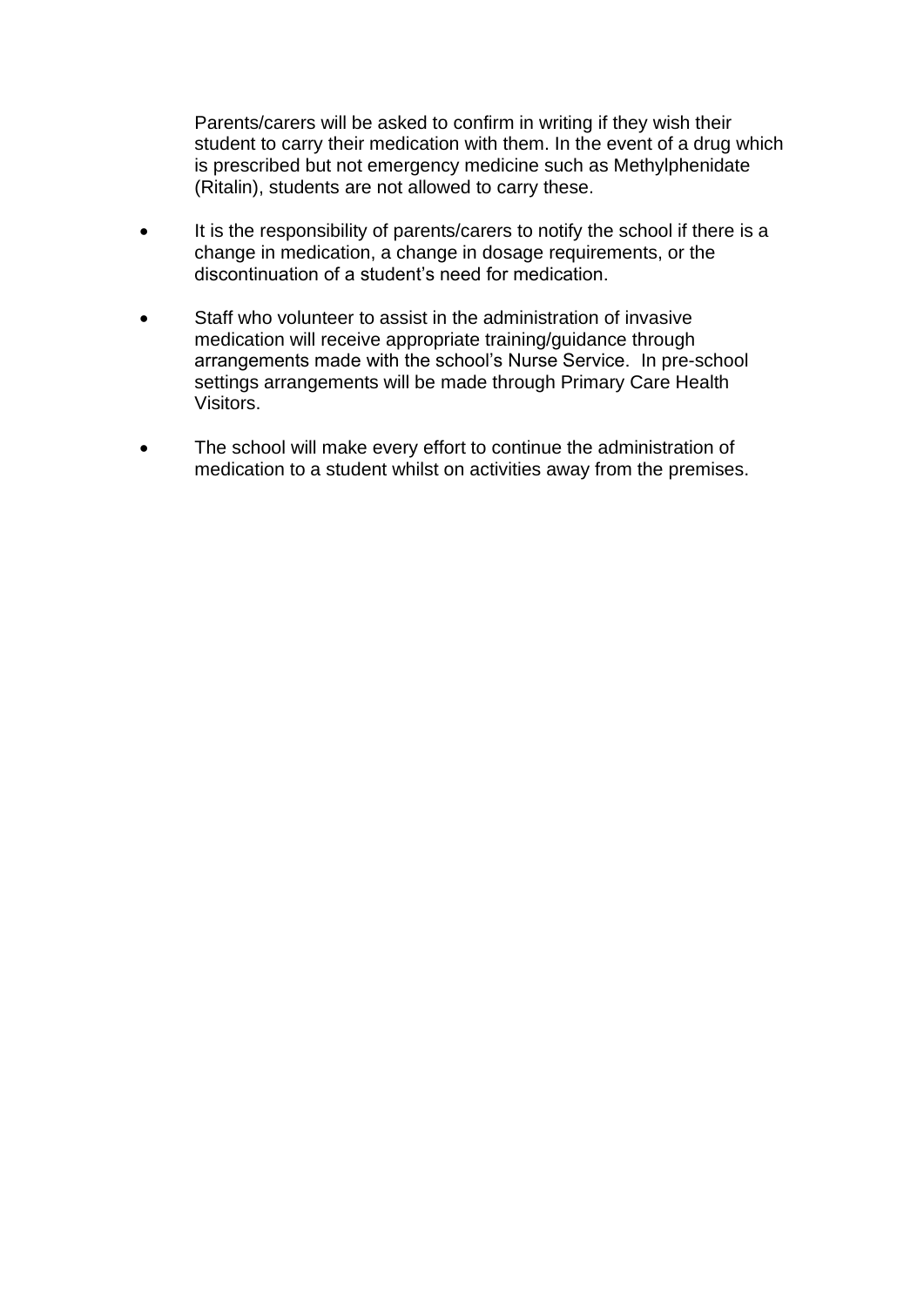Parents/carers will be asked to confirm in writing if they wish their student to carry their medication with them. In the event of a drug which is prescribed but not emergency medicine such as Methylphenidate (Ritalin), students are not allowed to carry these.

- It is the responsibility of parents/carers to notify the school if there is a change in medication, a change in dosage requirements, or the discontinuation of a student's need for medication.
- Staff who volunteer to assist in the administration of invasive medication will receive appropriate training/guidance through arrangements made with the school's Nurse Service. In pre-school settings arrangements will be made through Primary Care Health Visitors.
- The school will make every effort to continue the administration of medication to a student whilst on activities away from the premises.